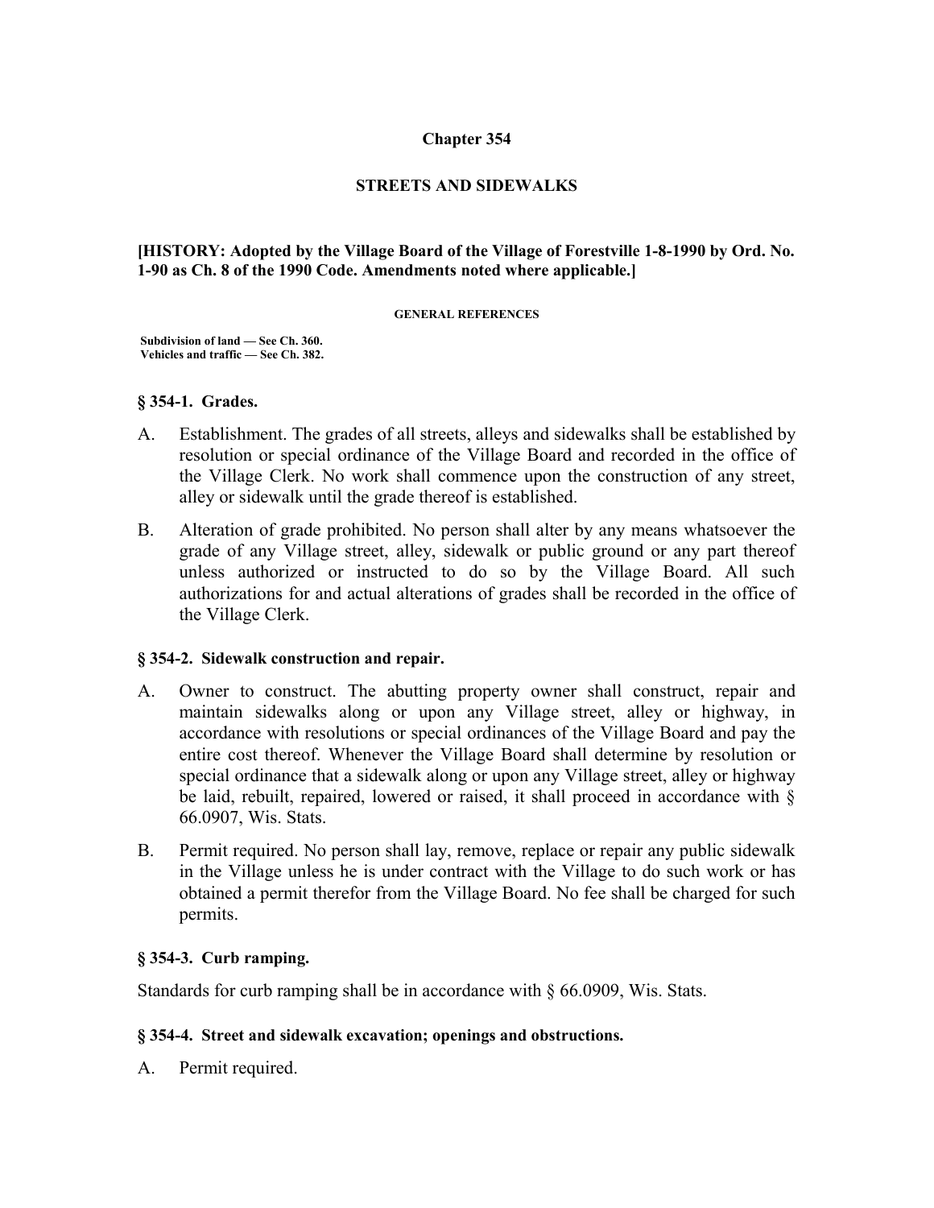# Chapter 354

## STREETS AND SIDEWALKS

**[HISTORY: Adopted by the Village Board of the Village of Forestville 1-8-1990 by Ord. No. 1-90 as Ch. 8 of the 1990 Code. Amendments noted where applicable.]**

**GENERAL REFERENCES**

**Subdivision of land — See Ch. 360.**
**Vehicles and traffic — See Ch. 382.**

### § 354-1. Grades.

A. Establishment. The grades of all streets, alleys and sidewalks shall be established by resolution or special ordinance of the Village Board and recorded in the office of the Village Clerk. No work shall commence upon the construction of any street, alley or sidewalk until the grade thereof is established.

B. Alteration of grade prohibited. No person shall alter by any means whatsoever the grade of any Village street, alley, sidewalk or public ground or any part thereof unless authorized or instructed to do so by the Village Board. All such authorizations for and actual alterations of grades shall be recorded in the office of the Village Clerk.

### § 354-2. Sidewalk construction and repair.

A. Owner to construct. The abutting property owner shall construct, repair and maintain sidewalks along or upon any Village street, alley or highway, in accordance with resolutions or special ordinances of the Village Board and pay the entire cost thereof. Whenever the Village Board shall determine by resolution or special ordinance that a sidewalk along or upon any Village street, alley or highway be laid, rebuilt, repaired, lowered or raised, it shall proceed in accordance with § 66.0907, Wis. Stats.

B. Permit required. No person shall lay, remove, replace or repair any public sidewalk in the Village unless he is under contract with the Village to do such work or has obtained a permit therefor from the Village Board. No fee shall be charged for such permits.

### § 354-3. Curb ramping.

Standards for curb ramping shall be in accordance with § 66.0909, Wis. Stats.

### § 354-4. Street and sidewalk excavation; openings and obstructions.

A. Permit required.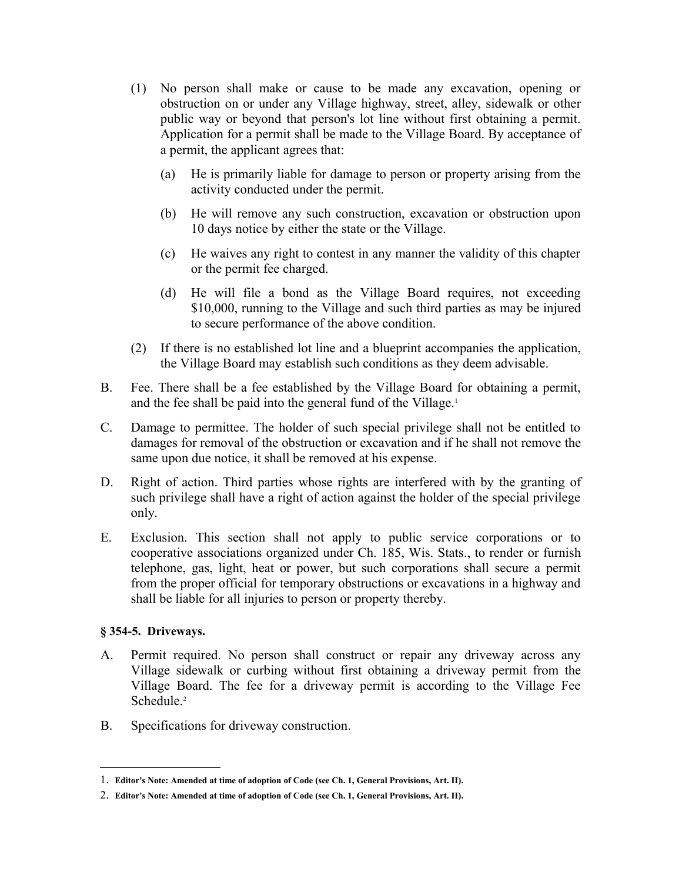(1) No person shall make or cause to be made any excavation, opening or obstruction on or under any Village highway, street, alley, sidewalk or other public way or beyond that person's lot line without first obtaining a permit. Application for a permit shall be made to the Village Board. By acceptance of a permit, the applicant agrees that:

   (a) He is primarily liable for damage to person or property arising from the activity conducted under the permit.

   (b) He will remove any such construction, excavation or obstruction upon 10 days notice by either the state or the Village.

   (c) He waives any right to contest in any manner the validity of this chapter or the permit fee charged.

   (d) He will file a bond as the Village Board requires, not exceeding $10,000, running to the Village and such third parties as may be injured to secure performance of the above condition.

(2) If there is no established lot line and a blueprint accompanies the application, the Village Board may establish such conditions as they deem advisable.

B. Fee. There shall be a fee established by the Village Board for obtaining a permit, and the fee shall be paid into the general fund of the Village.[1]

C. Damage to permittee. The holder of such special privilege shall not be entitled to damages for removal of the obstruction or excavation and if he shall not remove the same upon due notice, it shall be removed at his expense.

D. Right of action. Third parties whose rights are interfered with by the granting of such privilege shall have a right of action against the holder of the special privilege only.

E. Exclusion. This section shall not apply to public service corporations or to cooperative associations organized under Ch. 185, Wis. Stats., to render or furnish telephone, gas, light, heat or power, but such corporations shall secure a permit from the proper official for temporary obstructions or excavations in a highway and shall be liable for all injuries to person or property thereby.

### § 354-5. Driveways.

A. Permit required. No person shall construct or repair any driveway across any Village sidewalk or curbing without first obtaining a driveway permit from the Village Board. The fee for a driveway permit is according to the Village Fee Schedule.[2]

B. Specifications for driveway construction.

---

1. **Editor's Note: Amended at time of adoption of Code (see Ch. 1, General Provisions, Art. II).**

2. **Editor's Note: Amended at time of adoption of Code (see Ch. 1, General Provisions, Art. II).**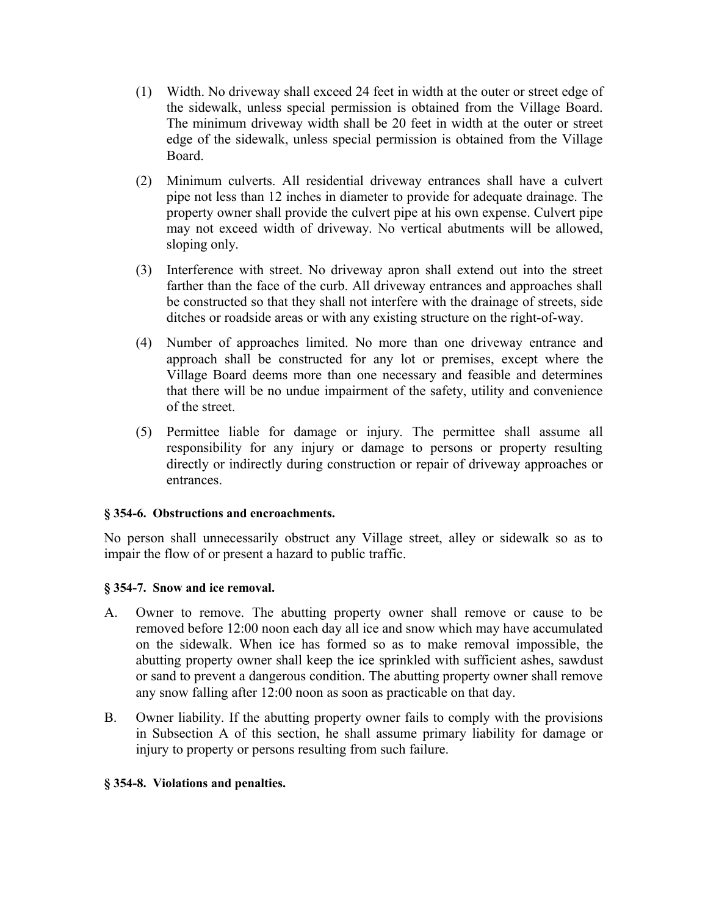(1) Width. No driveway shall exceed 24 feet in width at the outer or street edge of the sidewalk, unless special permission is obtained from the Village Board. The minimum driveway width shall be 20 feet in width at the outer or street edge of the sidewalk, unless special permission is obtained from the Village Board.

(2) Minimum culverts. All residential driveway entrances shall have a culvert pipe not less than 12 inches in diameter to provide for adequate drainage. The property owner shall provide the culvert pipe at his own expense. Culvert pipe may not exceed width of driveway. No vertical abutments will be allowed, sloping only.

(3) Interference with street. No driveway apron shall extend out into the street farther than the face of the curb. All driveway entrances and approaches shall be constructed so that they shall not interfere with the drainage of streets, side ditches or roadside areas or with any existing structure on the right-of-way.

(4) Number of approaches limited. No more than one driveway entrance and approach shall be constructed for any lot or premises, except where the Village Board deems more than one necessary and feasible and determines that there will be no undue impairment of the safety, utility and convenience of the street.

(5) Permittee liable for damage or injury. The permittee shall assume all responsibility for any injury or damage to persons or property resulting directly or indirectly during construction or repair of driveway approaches or entrances.

**§ 354-6. Obstructions and encroachments.**

No person shall unnecessarily obstruct any Village street, alley or sidewalk so as to impair the flow of or present a hazard to public traffic.

**§ 354-7. Snow and ice removal.**

A. Owner to remove. The abutting property owner shall remove or cause to be removed before 12:00 noon each day all ice and snow which may have accumulated on the sidewalk. When ice has formed so as to make removal impossible, the abutting property owner shall keep the ice sprinkled with sufficient ashes, sawdust or sand to prevent a dangerous condition. The abutting property owner shall remove any snow falling after 12:00 noon as soon as practicable on that day.

B. Owner liability. If the abutting property owner fails to comply with the provisions in Subsection A of this section, he shall assume primary liability for damage or injury to property or persons resulting from such failure.

**§ 354-8. Violations and penalties.**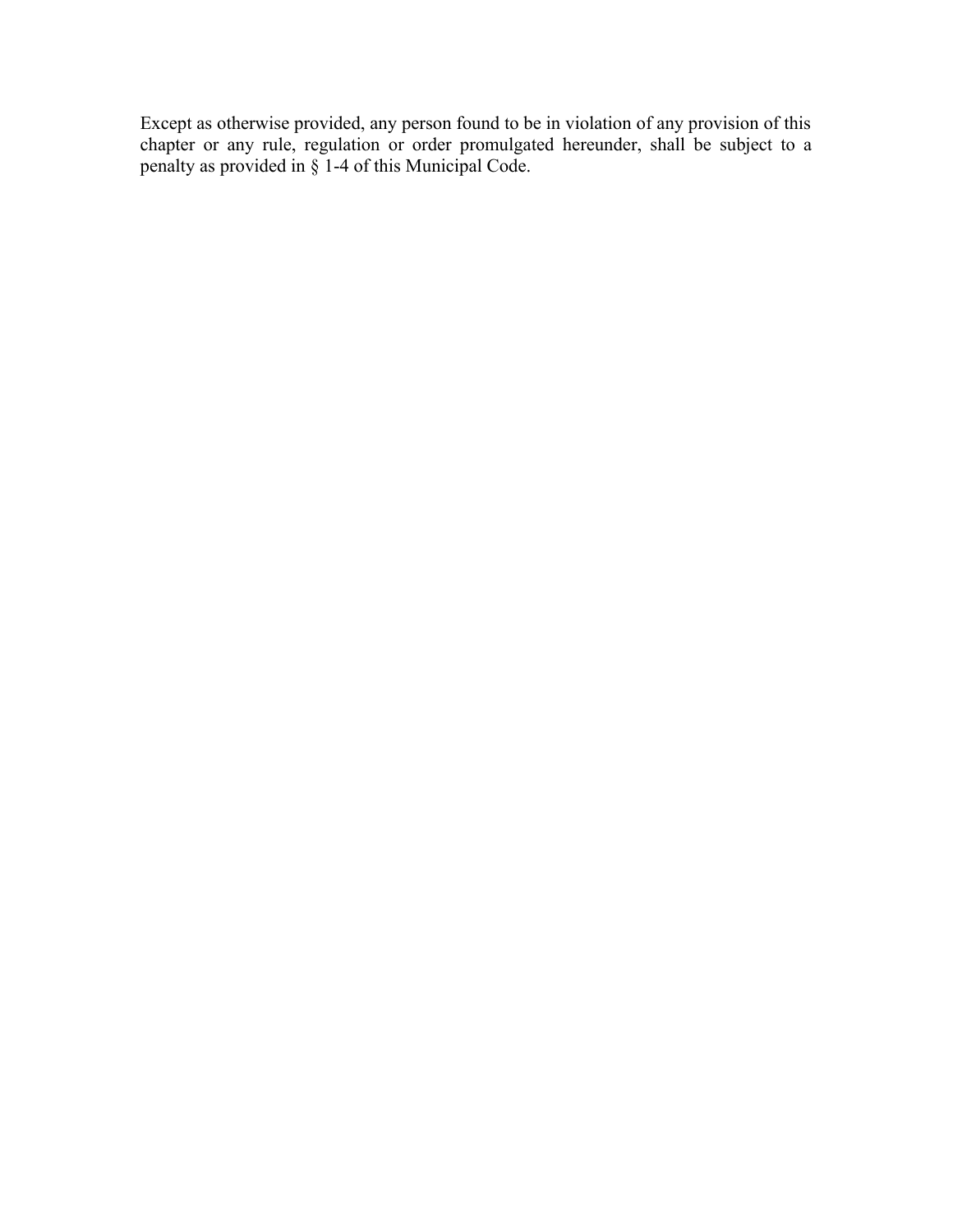Except as otherwise provided, any person found to be in violation of any provision of this chapter or any rule, regulation or order promulgated hereunder, shall be subject to a penalty as provided in § 1-4 of this Municipal Code.